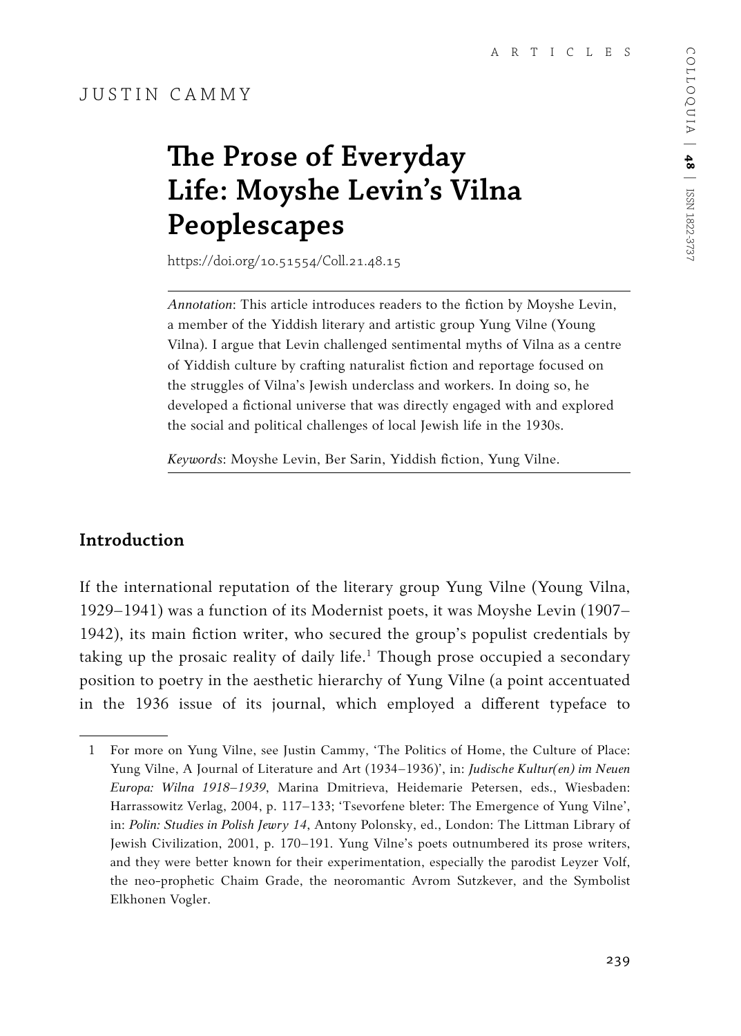ARTICLES

JUSTIN CAMMY

# The Prose of Everyday Life: Moyshe Levin's Vilna Peoplescapes

https://doi.org/10.51554/Coll.21.48.15

*Annotation*: This article introduces readers to the fiction by Moyshe Levin, a member of the Yiddish literary and artistic group Yung Vilne (Young Vilna). I argue that Levin challenged sentimental myths of Vilna as a centre of Yiddish culture by crafting naturalist fiction and reportage focused on the struggles of Vilna's Jewish underclass and workers. In doing so, he developed a fictional universe that was directly engaged with and explored the social and political challenges of local Jewish life in the 1930s.

*Keywords*: Moyshe Levin, Ber Sarin, Yiddish fiction, Yung Vilne.

## Introduction

If the international reputation of the literary group Yung Vilne (Young Vilna, 1929–1941) was a function of its Modernist poets, it was Moyshe Levin (1907–1942), its main fiction writer, who secured the group's populist credentials by taking up the prosaic reality of daily life.[1] Though prose occupied a secondary position to poetry in the aesthetic hierarchy of Yung Vilne (a point accentuated in the 1936 issue of its journal, which employed a different typeface to

---

1 For more on Yung Vilne, see Justin Cammy, 'The Politics of Home, the Culture of Place: Yung Vilne, A Journal of Literature and Art (1934–1936)', in: *Judische Kultur(en) im Neuen Europa: Wilna 1918–1939*, Marina Dmitrieva, Heidemarie Petersen, eds., Wiesbaden: Harrassowitz Verlag, 2004, p. 117–133; 'Tsevorfene bleter: The Emergence of Yung Vilne', in: *Polin: Studies in Polish Jewry 14*, Antony Polonsky, ed., London: The Littman Library of Jewish Civilization, 2001, p. 170–191. Yung Vilne's poets outnumbered its prose writers, and they were better known for their experimentation, especially the parodist Leyzer Volf, the neo-prophetic Chaim Grade, the neoromantic Avrom Sutzkever, and the Symbolist Elkhonen Vogler.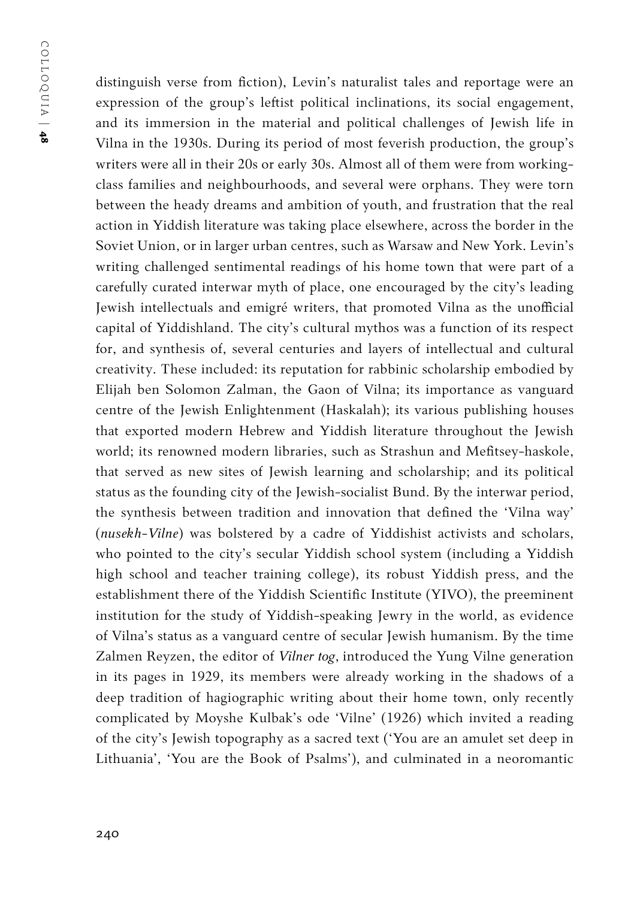distinguish verse from fiction), Levin's naturalist tales and reportage were an expression of the group's leftist political inclinations, its social engagement, and its immersion in the material and political challenges of Jewish life in Vilna in the 1930s. During its period of most feverish production, the group's writers were all in their 20s or early 30s. Almost all of them were from working-class families and neighbourhoods, and several were orphans. They were torn between the heady dreams and ambition of youth, and frustration that the real action in Yiddish literature was taking place elsewhere, across the border in the Soviet Union, or in larger urban centres, such as Warsaw and New York. Levin's writing challenged sentimental readings of his home town that were part of a carefully curated interwar myth of place, one encouraged by the city's leading Jewish intellectuals and emigré writers, that promoted Vilna as the unofficial capital of Yiddishland. The city's cultural mythos was a function of its respect for, and synthesis of, several centuries and layers of intellectual and cultural creativity. These included: its reputation for rabbinic scholarship embodied by Elijah ben Solomon Zalman, the Gaon of Vilna; its importance as vanguard centre of the Jewish Enlightenment (Haskalah); its various publishing houses that exported modern Hebrew and Yiddish literature throughout the Jewish world; its renowned modern libraries, such as Strashun and Mefitsey-haskole, that served as new sites of Jewish learning and scholarship; and its political status as the founding city of the Jewish-socialist Bund. By the interwar period, the synthesis between tradition and innovation that defined the 'Vilna way' (*nusekh-Vilne*) was bolstered by a cadre of Yiddishist activists and scholars, who pointed to the city's secular Yiddish school system (including a Yiddish high school and teacher training college), its robust Yiddish press, and the establishment there of the Yiddish Scientific Institute (YIVO), the preeminent institution for the study of Yiddish-speaking Jewry in the world, as evidence of Vilna's status as a vanguard centre of secular Jewish humanism. By the time Zalmen Reyzen, the editor of *Vilner tog*, introduced the Yung Vilne generation in its pages in 1929, its members were already working in the shadows of a deep tradition of hagiographic writing about their home town, only recently complicated by Moyshe Kulbak's ode 'Vilne' (1926) which invited a reading of the city's Jewish topography as a sacred text ('You are an amulet set deep in Lithuania', 'You are the Book of Psalms'), and culminated in a neoromantic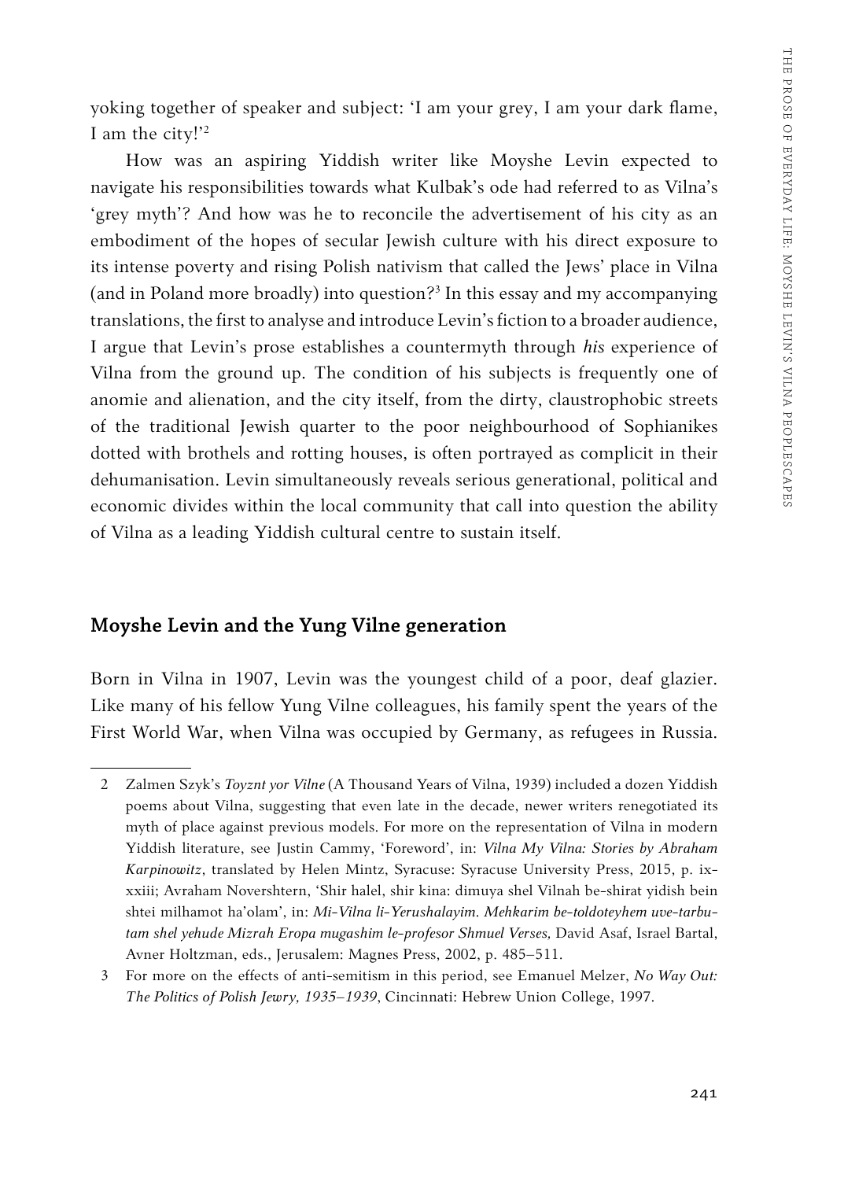yoking together of speaker and subject: 'I am your grey, I am your dark flame, I am the city!'[2]

How was an aspiring Yiddish writer like Moyshe Levin expected to navigate his responsibilities towards what Kulbak's ode had referred to as Vilna's 'grey myth'? And how was he to reconcile the advertisement of his city as an embodiment of the hopes of secular Jewish culture with his direct exposure to its intense poverty and rising Polish nativism that called the Jews' place in Vilna (and in Poland more broadly) into question?[3] In this essay and my accompanying translations, the first to analyse and introduce Levin's fiction to a broader audience, I argue that Levin's prose establishes a countermyth through *his* experience of Vilna from the ground up. The condition of his subjects is frequently one of anomie and alienation, and the city itself, from the dirty, claustrophobic streets of the traditional Jewish quarter to the poor neighbourhood of Sophianikes dotted with brothels and rotting houses, is often portrayed as complicit in their dehumanisation. Levin simultaneously reveals serious generational, political and economic divides within the local community that call into question the ability of Vilna as a leading Yiddish cultural centre to sustain itself.

## Moyshe Levin and the Yung Vilne generation

Born in Vilna in 1907, Levin was the youngest child of a poor, deaf glazier. Like many of his fellow Yung Vilne colleagues, his family spent the years of the First World War, when Vilna was occupied by Germany, as refugees in Russia.

---

2 Zalmen Szyk's *Toyznt yor Vilne* (A Thousand Years of Vilna, 1939) included a dozen Yiddish poems about Vilna, suggesting that even late in the decade, newer writers renegotiated its myth of place against previous models. For more on the representation of Vilna in modern Yiddish literature, see Justin Cammy, 'Foreword', in: *Vilna My Vilna: Stories by Abraham Karpinowitz*, translated by Helen Mintz, Syracuse: Syracuse University Press, 2015, p. ix-xxiii; Avraham Novershtern, 'Shir halel, shir kina: dimuya shel Vilnah be-shirat yidish bein shtei milhamot ha'olam', in: *Mi-Vilna li-Yerushalayim. Mehkarim be-toldoteyhem uve-tarbutam shel yehude Mizrah Eropa mugashim le-profesor Shmuel Verses,* David Asaf, Israel Bartal, Avner Holtzman, eds., Jerusalem: Magnes Press, 2002, p. 485–511.

3 For more on the effects of anti-semitism in this period, see Emanuel Melzer, *No Way Out: The Politics of Polish Jewry, 1935–1939*, Cincinnati: Hebrew Union College, 1997.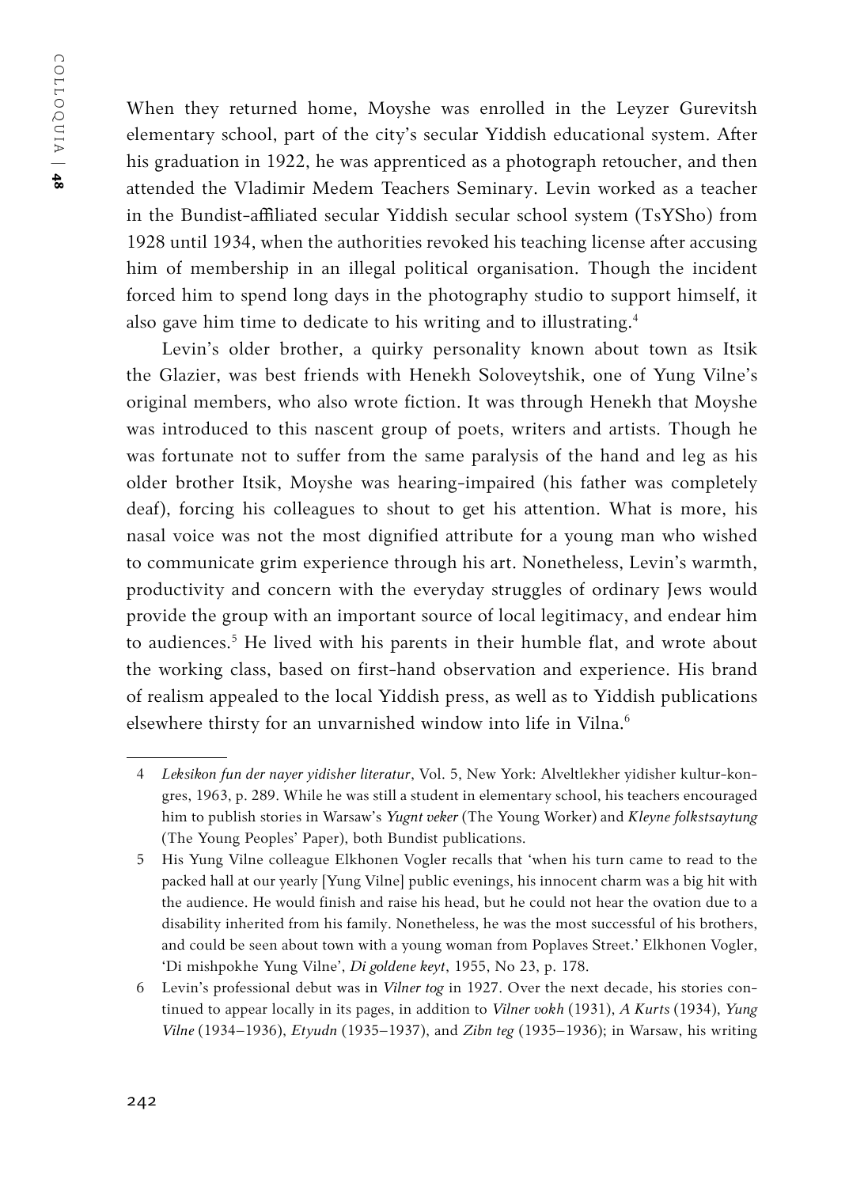When they returned home, Moyshe was enrolled in the Leyzer Gurevitsh elementary school, part of the city's secular Yiddish educational system. After his graduation in 1922, he was apprenticed as a photograph retoucher, and then attended the Vladimir Medem Teachers Seminary. Levin worked as a teacher in the Bundist-affiliated secular Yiddish secular school system (TsYSho) from 1928 until 1934, when the authorities revoked his teaching license after accusing him of membership in an illegal political organisation. Though the incident forced him to spend long days in the photography studio to support himself, it also gave him time to dedicate to his writing and to illustrating.[4]

Levin's older brother, a quirky personality known about town as Itsik the Glazier, was best friends with Henekh Soloveytshik, one of Yung Vilne's original members, who also wrote fiction. It was through Henekh that Moyshe was introduced to this nascent group of poets, writers and artists. Though he was fortunate not to suffer from the same paralysis of the hand and leg as his older brother Itsik, Moyshe was hearing-impaired (his father was completely deaf), forcing his colleagues to shout to get his attention. What is more, his nasal voice was not the most dignified attribute for a young man who wished to communicate grim experience through his art. Nonetheless, Levin's warmth, productivity and concern with the everyday struggles of ordinary Jews would provide the group with an important source of local legitimacy, and endear him to audiences.[5] He lived with his parents in their humble flat, and wrote about the working class, based on first-hand observation and experience. His brand of realism appealed to the local Yiddish press, as well as to Yiddish publications elsewhere thirsty for an unvarnished window into life in Vilna.[6]

---

4 *Leksikon fun der nayer yidisher literatur*, Vol. 5, New York: Alveltlekher yidisher kultur-kongres, 1963, p. 289. While he was still a student in elementary school, his teachers encouraged him to publish stories in Warsaw's *Yugnt veker* (The Young Worker) and *Kleyne folkstsaytung* (The Young Peoples' Paper), both Bundist publications.

5 His Yung Vilne colleague Elkhonen Vogler recalls that 'when his turn came to read to the packed hall at our yearly [Yung Vilne] public evenings, his innocent charm was a big hit with the audience. He would finish and raise his head, but he could not hear the ovation due to a disability inherited from his family. Nonetheless, he was the most successful of his brothers, and could be seen about town with a young woman from Poplaves Street.' Elkhonen Vogler, 'Di mishpokhe Yung Vilne', *Di goldene keyt*, 1955, No 23, p. 178.

6 Levin's professional debut was in *Vilner tog* in 1927. Over the next decade, his stories continued to appear locally in its pages, in addition to *Vilner vokh* (1931), *A Kurts* (1934), *Yung Vilne* (1934–1936), *Etyudn* (1935–1937), and *Zibn teg* (1935–1936); in Warsaw, his writing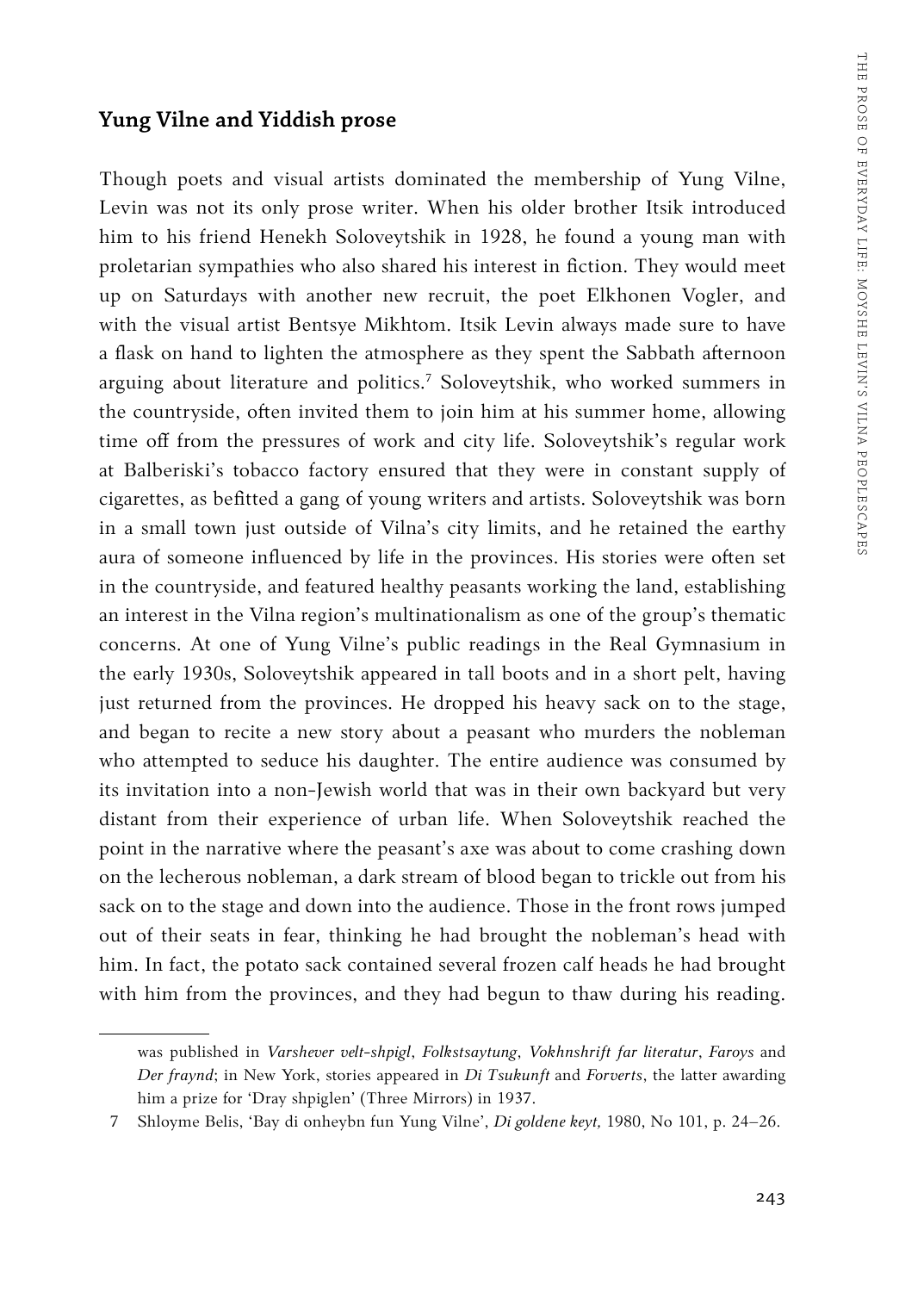## Yung Vilne and Yiddish prose

Though poets and visual artists dominated the membership of Yung Vilne, Levin was not its only prose writer. When his older brother Itsik introduced him to his friend Henekh Soloveytshik in 1928, he found a young man with proletarian sympathies who also shared his interest in fiction. They would meet up on Saturdays with another new recruit, the poet Elkhonen Vogler, and with the visual artist Bentsye Mikhtom. Itsik Levin always made sure to have a flask on hand to lighten the atmosphere as they spent the Sabbath afternoon arguing about literature and politics.[7] Soloveytshik, who worked summers in the countryside, often invited them to join him at his summer home, allowing time off from the pressures of work and city life. Soloveytshik's regular work at Balberiski's tobacco factory ensured that they were in constant supply of cigarettes, as befitted a gang of young writers and artists. Soloveytshik was born in a small town just outside of Vilna's city limits, and he retained the earthy aura of someone influenced by life in the provinces. His stories were often set in the countryside, and featured healthy peasants working the land, establishing an interest in the Vilna region's multinationalism as one of the group's thematic concerns. At one of Yung Vilne's public readings in the Real Gymnasium in the early 1930s, Soloveytshik appeared in tall boots and in a short pelt, having just returned from the provinces. He dropped his heavy sack on to the stage, and began to recite a new story about a peasant who murders the nobleman who attempted to seduce his daughter. The entire audience was consumed by its invitation into a non-Jewish world that was in their own backyard but very distant from their experience of urban life. When Soloveytshik reached the point in the narrative where the peasant's axe was about to come crashing down on the lecherous nobleman, a dark stream of blood began to trickle out from his sack on to the stage and down into the audience. Those in the front rows jumped out of their seats in fear, thinking he had brought the nobleman's head with him. In fact, the potato sack contained several frozen calf heads he had brought with him from the provinces, and they had begun to thaw during his reading.

---

was published in *Varshever velt-shpigl*, *Folkstsaytung*, *Vokhnshrift far literatur*, *Faroys* and *Der fraynd*; in New York, stories appeared in *Di Tsukunft* and *Forverts*, the latter awarding him a prize for 'Dray shpiglen' (Three Mirrors) in 1937.

7 Shloyme Belis, 'Bay di onheybn fun Yung Vilne', *Di goldene keyt,* 1980, No 101, p. 24–26.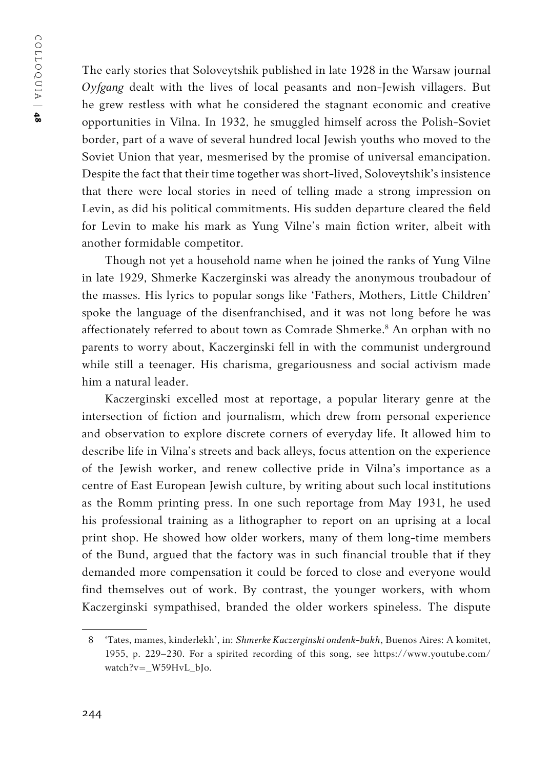The early stories that Soloveytshik published in late 1928 in the Warsaw journal *Oyfgang* dealt with the lives of local peasants and non-Jewish villagers. But he grew restless with what he considered the stagnant economic and creative opportunities in Vilna. In 1932, he smuggled himself across the Polish-Soviet border, part of a wave of several hundred local Jewish youths who moved to the Soviet Union that year, mesmerised by the promise of universal emancipation. Despite the fact that their time together was short-lived, Soloveytshik's insistence that there were local stories in need of telling made a strong impression on Levin, as did his political commitments. His sudden departure cleared the field for Levin to make his mark as Yung Vilne's main fiction writer, albeit with another formidable competitor.

Though not yet a household name when he joined the ranks of Yung Vilne in late 1929, Shmerke Kaczerginski was already the anonymous troubadour of the masses. His lyrics to popular songs like 'Fathers, Mothers, Little Children' spoke the language of the disenfranchised, and it was not long before he was affectionately referred to about town as Comrade Shmerke.[8] An orphan with no parents to worry about, Kaczerginski fell in with the communist underground while still a teenager. His charisma, gregariousness and social activism made him a natural leader.

Kaczerginski excelled most at reportage, a popular literary genre at the intersection of fiction and journalism, which drew from personal experience and observation to explore discrete corners of everyday life. It allowed him to describe life in Vilna's streets and back alleys, focus attention on the experience of the Jewish worker, and renew collective pride in Vilna's importance as a centre of East European Jewish culture, by writing about such local institutions as the Romm printing press. In one such reportage from May 1931, he used his professional training as a lithographer to report on an uprising at a local print shop. He showed how older workers, many of them long-time members of the Bund, argued that the factory was in such financial trouble that if they demanded more compensation it could be forced to close and everyone would find themselves out of work. By contrast, the younger workers, with whom Kaczerginski sympathised, branded the older workers spineless. The dispute

---

8 'Tates, mames, kinderlekh', in: *Shmerke Kaczerginski ondenk-bukh*, Buenos Aires: A komitet, 1955, p. 229–230. For a spirited recording of this song, see https://www.youtube.com/watch?v=_W59HvL_bJo.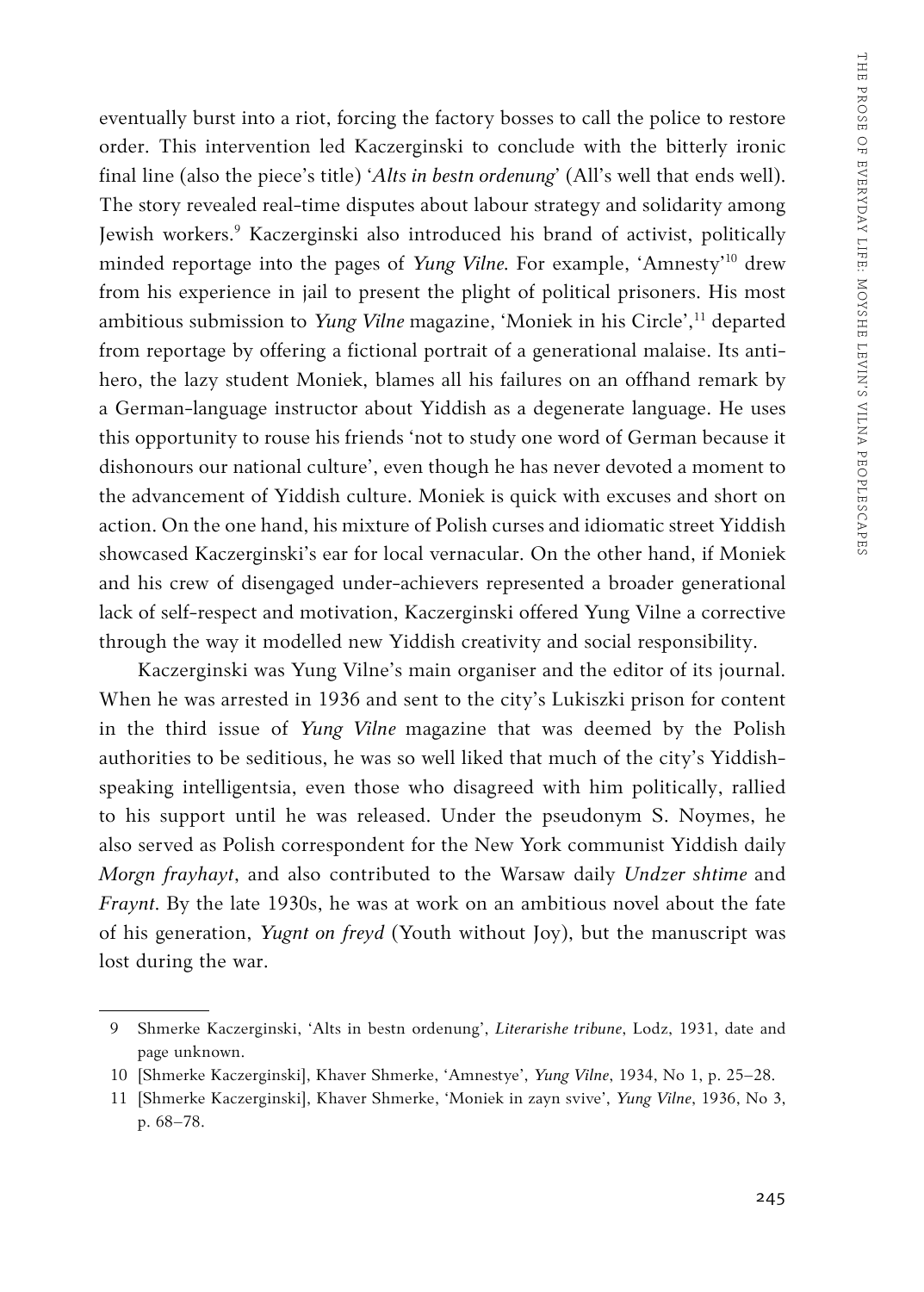eventually burst into a riot, forcing the factory bosses to call the police to restore order. This intervention led Kaczerginski to conclude with the bitterly ironic final line (also the piece's title) '*Alts in bestn ordenung*' (All's well that ends well). The story revealed real-time disputes about labour strategy and solidarity among Jewish workers.[9] Kaczerginski also introduced his brand of activist, politically minded reportage into the pages of *Yung Vilne*. For example, 'Amnesty'[10] drew from his experience in jail to present the plight of political prisoners. His most ambitious submission to *Yung Vilne* magazine, 'Moniek in his Circle',[11] departed from reportage by offering a fictional portrait of a generational malaise. Its anti-hero, the lazy student Moniek, blames all his failures on an offhand remark by a German-language instructor about Yiddish as a degenerate language. He uses this opportunity to rouse his friends 'not to study one word of German because it dishonours our national culture', even though he has never devoted a moment to the advancement of Yiddish culture. Moniek is quick with excuses and short on action. On the one hand, his mixture of Polish curses and idiomatic street Yiddish showcased Kaczerginski's ear for local vernacular. On the other hand, if Moniek and his crew of disengaged under-achievers represented a broader generational lack of self-respect and motivation, Kaczerginski offered Yung Vilne a corrective through the way it modelled new Yiddish creativity and social responsibility.

Kaczerginski was Yung Vilne's main organiser and the editor of its journal. When he was arrested in 1936 and sent to the city's Lukiszki prison for content in the third issue of *Yung Vilne* magazine that was deemed by the Polish authorities to be seditious, he was so well liked that much of the city's Yiddish-speaking intelligentsia, even those who disagreed with him politically, rallied to his support until he was released. Under the pseudonym S. Noymes, he also served as Polish correspondent for the New York communist Yiddish daily *Morgn frayhayt*, and also contributed to the Warsaw daily *Undzer shtime* and *Fraynt*. By the late 1930s, he was at work on an ambitious novel about the fate of his generation, *Yugnt on freyd* (Youth without Joy), but the manuscript was lost during the war.

---

9 Shmerke Kaczerginski, 'Alts in bestn ordenung', *Literarishe tribune*, Lodz, 1931, date and page unknown.

10 [Shmerke Kaczerginski], Khaver Shmerke, 'Amnestye', *Yung Vilne*, 1934, No 1, p. 25–28.

11 [Shmerke Kaczerginski], Khaver Shmerke, 'Moniek in zayn svive', *Yung Vilne*, 1936, No 3, p. 68–78.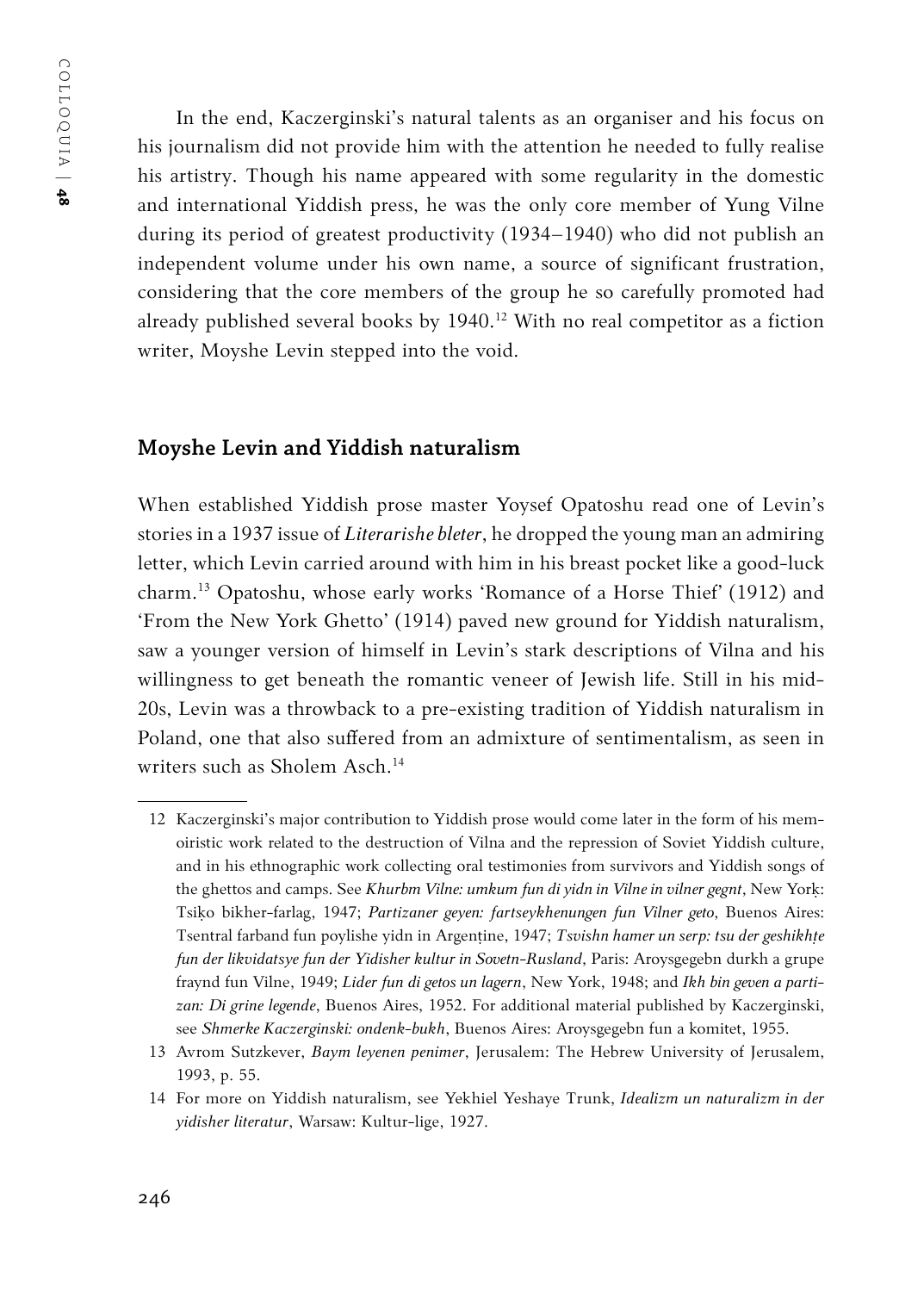In the end, Kaczerginski's natural talents as an organiser and his focus on his journalism did not provide him with the attention he needed to fully realise his artistry. Though his name appeared with some regularity in the domestic and international Yiddish press, he was the only core member of Yung Vilne during its period of greatest productivity (1934–1940) who did not publish an independent volume under his own name, a source of significant frustration, considering that the core members of the group he so carefully promoted had already published several books by 1940.[12] With no real competitor as a fiction writer, Moyshe Levin stepped into the void.

## Moyshe Levin and Yiddish naturalism

When established Yiddish prose master Yoysef Opatoshu read one of Levin's stories in a 1937 issue of *Literarishe bleter*, he dropped the young man an admiring letter, which Levin carried around with him in his breast pocket like a good-luck charm.[13] Opatoshu, whose early works 'Romance of a Horse Thief' (1912) and 'From the New York Ghetto' (1914) paved new ground for Yiddish naturalism, saw a younger version of himself in Levin's stark descriptions of Vilna and his willingness to get beneath the romantic veneer of Jewish life. Still in his mid-20s, Levin was a throwback to a pre-existing tradition of Yiddish naturalism in Poland, one that also suffered from an admixture of sentimentalism, as seen in writers such as Sholem Asch.[14]

---

12 Kaczerginski's major contribution to Yiddish prose would come later in the form of his memoiristic work related to the destruction of Vilna and the repression of Soviet Yiddish culture, and in his ethnographic work collecting oral testimonies from survivors and Yiddish songs of the ghettos and camps. See *Khurbm Vilne: umkum fun di yidn in Vilne in vilner gegnt*, New York: Tsiko bikher-farlag, 1947; *Partizaner geyen: fartseykhenungen fun Vilner geto*, Buenos Aires: Tsentral farband fun poylishe yidn in Argentine, 1947; *Tsvishn hamer un serp: tsu der geshikhte fun der likvidatsye fun der Yidisher kultur in Sovetn-Rusland*, Paris: Aroysgegebn durkh a grupe fraynd fun Vilne, 1949; *Lider fun di getos un lagern*, New York, 1948; and *Ikh bin geven a partizan: Di grine legende*, Buenos Aires, 1952. For additional material published by Kaczerginski, see *Shmerke Kaczerginski: ondenk-bukh*, Buenos Aires: Aroysgegebn fun a komitet, 1955.

13 Avrom Sutzkever, *Baym leyenen penimer*, Jerusalem: The Hebrew University of Jerusalem, 1993, p. 55.

14 For more on Yiddish naturalism, see Yekhiel Yeshaye Trunk, *Idealizm un naturalizm in der yidisher literatur*, Warsaw: Kultur-lige, 1927.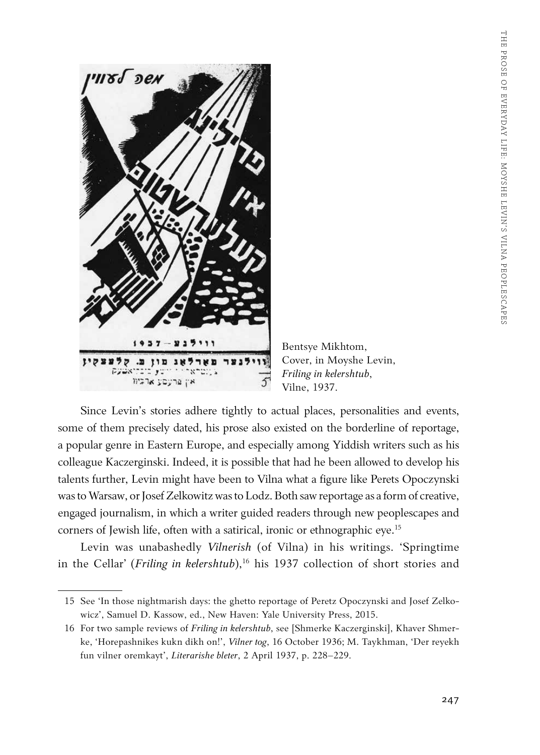Bentsye Mikhtom, Cover, in Moyshe Levin, *Friling in kelershtub*, Vilne, 1937.

Since Levin's stories adhere tightly to actual places, personalities and events, some of them precisely dated, his prose also existed on the borderline of reportage, a popular genre in Eastern Europe, and especially among Yiddish writers such as his colleague Kaczerginski. Indeed, it is possible that had he been allowed to develop his talents further, Levin might have been to Vilna what a figure like Perets Opoczynski was to Warsaw, or Josef Zelkowitz was to Lodz. Both saw reportage as a form of creative, engaged journalism, in which a writer guided readers through new peoplescapes and corners of Jewish life, often with a satirical, ironic or ethnographic eye.[15]

Levin was unabashedly *Vilnerish* (of Vilna) in his writings. 'Springtime in the Cellar' (*Friling in kelershtub*),[16] his 1937 collection of short stories and

---

15 See 'In those nightmarish days: the ghetto reportage of Peretz Opoczynski and Josef Zelkowicz', Samuel D. Kassow, ed., New Haven: Yale University Press, 2015.

16 For two sample reviews of *Friling in kelershtub*, see [Shmerke Kaczerginski], Khaver Shmerke, 'Horepashnikes kukn dikh on!', *Vilner tog*, 16 October 1936; M. Taykhman, 'Der reyekh fun vilner oremkayt', *Literarishe bleter*, 2 April 1937, p. 228–229.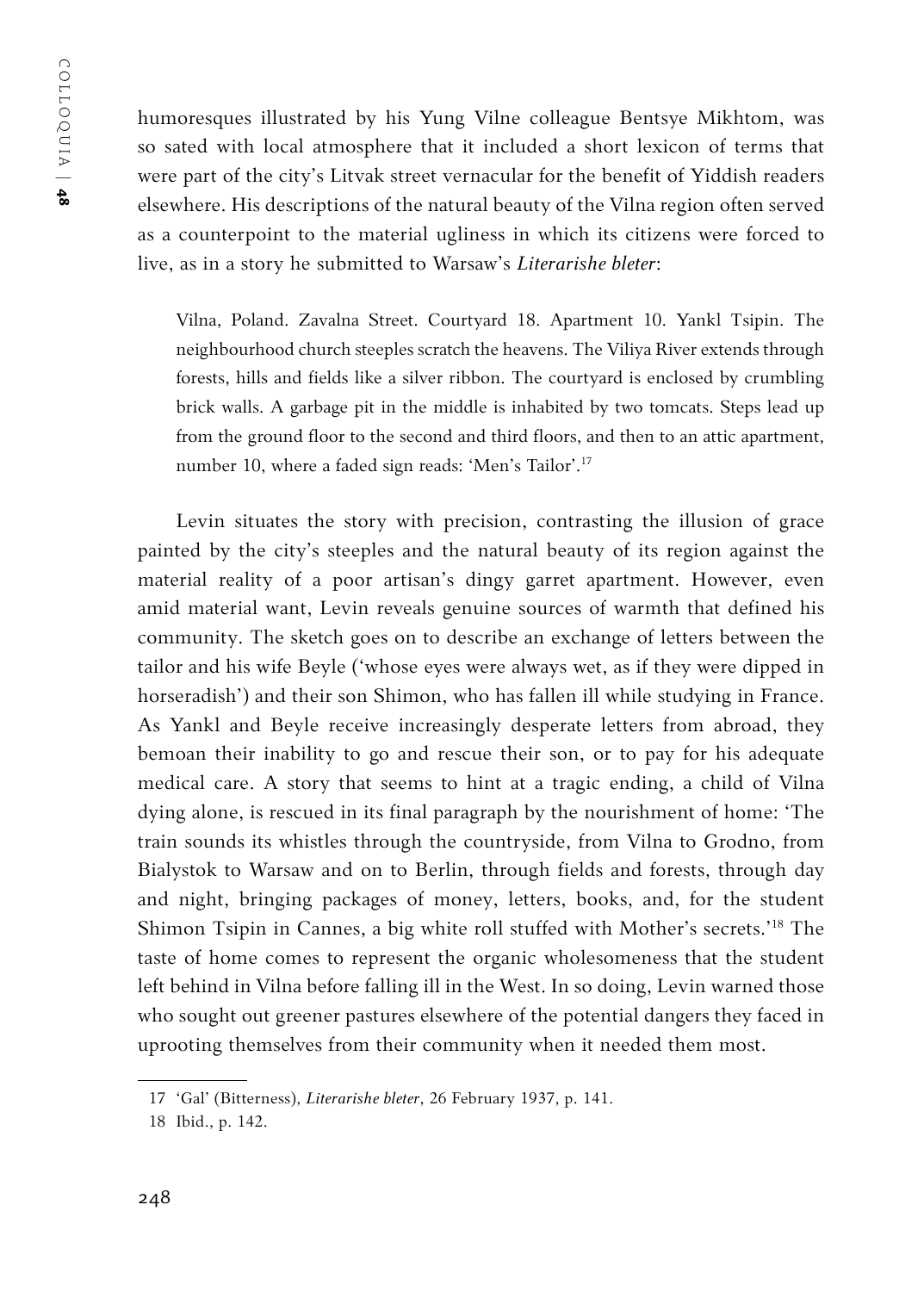humoresques illustrated by his Yung Vilne colleague Bentsye Mikhtom, was so sated with local atmosphere that it included a short lexicon of terms that were part of the city's Litvak street vernacular for the benefit of Yiddish readers elsewhere. His descriptions of the natural beauty of the Vilna region often served as a counterpoint to the material ugliness in which its citizens were forced to live, as in a story he submitted to Warsaw's *Literarishe bleter*:

> Vilna, Poland. Zavalna Street. Courtyard 18. Apartment 10. Yankl Tsipin. The neighbourhood church steeples scratch the heavens. The Viliya River extends through forests, hills and fields like a silver ribbon. The courtyard is enclosed by crumbling brick walls. A garbage pit in the middle is inhabited by two tomcats. Steps lead up from the ground floor to the second and third floors, and then to an attic apartment, number 10, where a faded sign reads: 'Men's Tailor'.[17]

Levin situates the story with precision, contrasting the illusion of grace painted by the city's steeples and the natural beauty of its region against the material reality of a poor artisan's dingy garret apartment. However, even amid material want, Levin reveals genuine sources of warmth that defined his community. The sketch goes on to describe an exchange of letters between the tailor and his wife Beyle ('whose eyes were always wet, as if they were dipped in horseradish') and their son Shimon, who has fallen ill while studying in France. As Yankl and Beyle receive increasingly desperate letters from abroad, they bemoan their inability to go and rescue their son, or to pay for his adequate medical care. A story that seems to hint at a tragic ending, a child of Vilna dying alone, is rescued in its final paragraph by the nourishment of home: 'The train sounds its whistles through the countryside, from Vilna to Grodno, from Bialystok to Warsaw and on to Berlin, through fields and forests, through day and night, bringing packages of money, letters, books, and, for the student Shimon Tsipin in Cannes, a big white roll stuffed with Mother's secrets.'[18] The taste of home comes to represent the organic wholesomeness that the student left behind in Vilna before falling ill in the West. In so doing, Levin warned those who sought out greener pastures elsewhere of the potential dangers they faced in uprooting themselves from their community when it needed them most.

---

17 'Gal' (Bitterness), *Literarishe bleter*, 26 February 1937, p. 141.

18 Ibid., p. 142.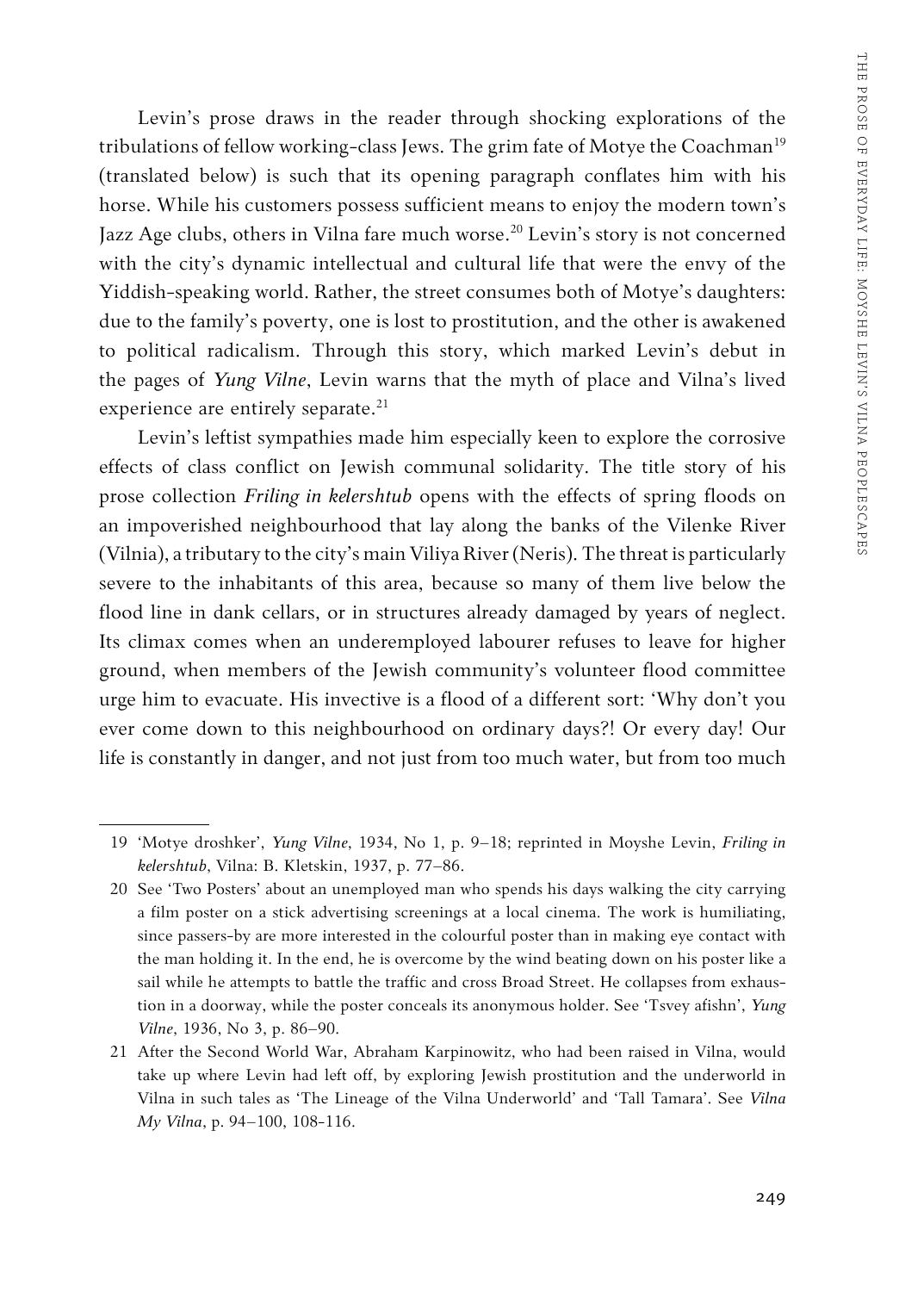Levin's prose draws in the reader through shocking explorations of the tribulations of fellow working-class Jews. The grim fate of Motye the Coachman[19] (translated below) is such that its opening paragraph conflates him with his horse. While his customers possess sufficient means to enjoy the modern town's Jazz Age clubs, others in Vilna fare much worse.[20] Levin's story is not concerned with the city's dynamic intellectual and cultural life that were the envy of the Yiddish-speaking world. Rather, the street consumes both of Motye's daughters: due to the family's poverty, one is lost to prostitution, and the other is awakened to political radicalism. Through this story, which marked Levin's debut in the pages of *Yung Vilne*, Levin warns that the myth of place and Vilna's lived experience are entirely separate.[21]

Levin's leftist sympathies made him especially keen to explore the corrosive effects of class conflict on Jewish communal solidarity. The title story of his prose collection *Friling in kelershtub* opens with the effects of spring floods on an impoverished neighbourhood that lay along the banks of the Vilenke River (Vilnia), a tributary to the city's main Viliya River (Neris). The threat is particularly severe to the inhabitants of this area, because so many of them live below the flood line in dank cellars, or in structures already damaged by years of neglect. Its climax comes when an underemployed labourer refuses to leave for higher ground, when members of the Jewish community's volunteer flood committee urge him to evacuate. His invective is a flood of a different sort: 'Why don't you ever come down to this neighbourhood on ordinary days?! Or every day! Our life is constantly in danger, and not just from too much water, but from too much

---

19 'Motye droshker', *Yung Vilne*, 1934, No 1, p. 9–18; reprinted in Moyshe Levin, *Friling in kelershtub*, Vilna: B. Kletskin, 1937, p. 77–86.

20 See 'Two Posters' about an unemployed man who spends his days walking the city carrying a film poster on a stick advertising screenings at a local cinema. The work is humiliating, since passers-by are more interested in the colourful poster than in making eye contact with the man holding it. In the end, he is overcome by the wind beating down on his poster like a sail while he attempts to battle the traffic and cross Broad Street. He collapses from exhaustion in a doorway, while the poster conceals its anonymous holder. See 'Tsvey afishn', *Yung Vilne*, 1936, No 3, p. 86–90.

21 After the Second World War, Abraham Karpinowitz, who had been raised in Vilna, would take up where Levin had left off, by exploring Jewish prostitution and the underworld in Vilna in such tales as 'The Lineage of the Vilna Underworld' and 'Tall Tamara'. See *Vilna My Vilna*, p. 94–100, 108-116.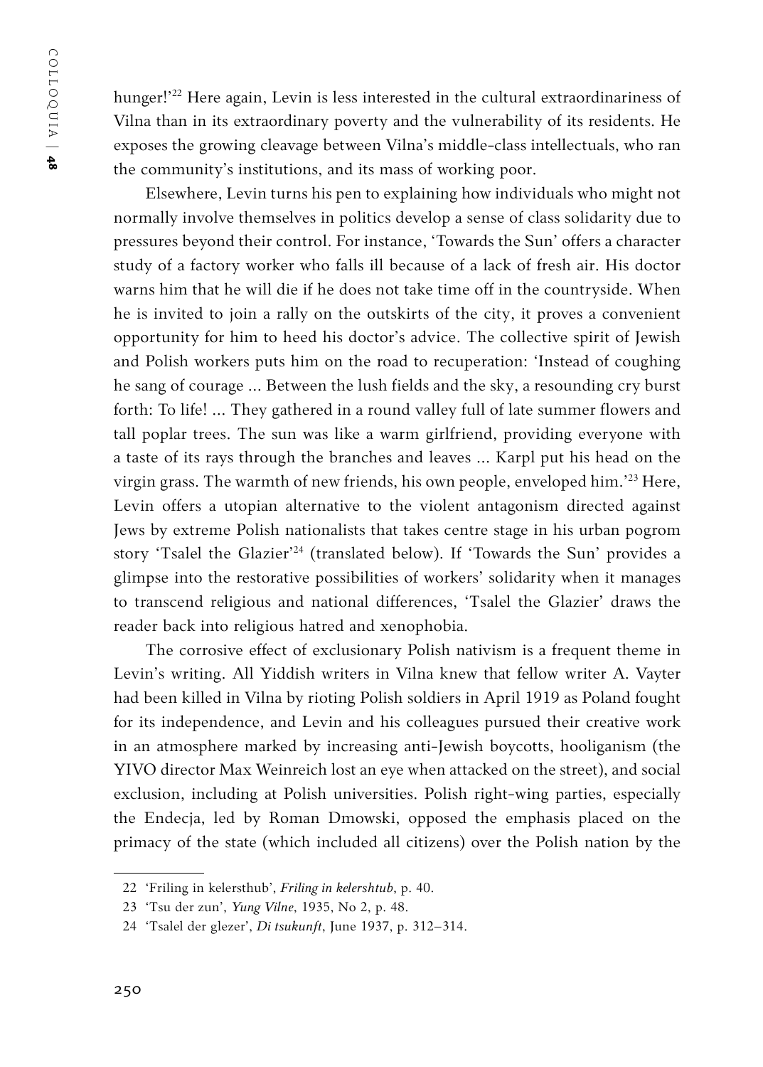hunger!'[22] Here again, Levin is less interested in the cultural extraordinariness of Vilna than in its extraordinary poverty and the vulnerability of its residents. He exposes the growing cleavage between Vilna's middle-class intellectuals, who ran the community's institutions, and its mass of working poor.

Elsewhere, Levin turns his pen to explaining how individuals who might not normally involve themselves in politics develop a sense of class solidarity due to pressures beyond their control. For instance, 'Towards the Sun' offers a character study of a factory worker who falls ill because of a lack of fresh air. His doctor warns him that he will die if he does not take time off in the countryside. When he is invited to join a rally on the outskirts of the city, it proves a convenient opportunity for him to heed his doctor's advice. The collective spirit of Jewish and Polish workers puts him on the road to recuperation: 'Instead of coughing he sang of courage ... Between the lush fields and the sky, a resounding cry burst forth: To life! ... They gathered in a round valley full of late summer flowers and tall poplar trees. The sun was like a warm girlfriend, providing everyone with a taste of its rays through the branches and leaves ... Karpl put his head on the virgin grass. The warmth of new friends, his own people, enveloped him.'[23] Here, Levin offers a utopian alternative to the violent antagonism directed against Jews by extreme Polish nationalists that takes centre stage in his urban pogrom story 'Tsalel the Glazier'[24] (translated below). If 'Towards the Sun' provides a glimpse into the restorative possibilities of workers' solidarity when it manages to transcend religious and national differences, 'Tsalel the Glazier' draws the reader back into religious hatred and xenophobia.

The corrosive effect of exclusionary Polish nativism is a frequent theme in Levin's writing. All Yiddish writers in Vilna knew that fellow writer A. Vayter had been killed in Vilna by rioting Polish soldiers in April 1919 as Poland fought for its independence, and Levin and his colleagues pursued their creative work in an atmosphere marked by increasing anti-Jewish boycotts, hooliganism (the YIVO director Max Weinreich lost an eye when attacked on the street), and social exclusion, including at Polish universities. Polish right-wing parties, especially the Endecja, led by Roman Dmowski, opposed the emphasis placed on the primacy of the state (which included all citizens) over the Polish nation by the

---

22 'Friling in kelersthub', *Friling in kelershtub*, p. 40.

23 'Tsu der zun', *Yung Vilne*, 1935, No 2, p. 48.

24 'Tsalel der glezer', *Di tsukunft*, June 1937, p. 312–314.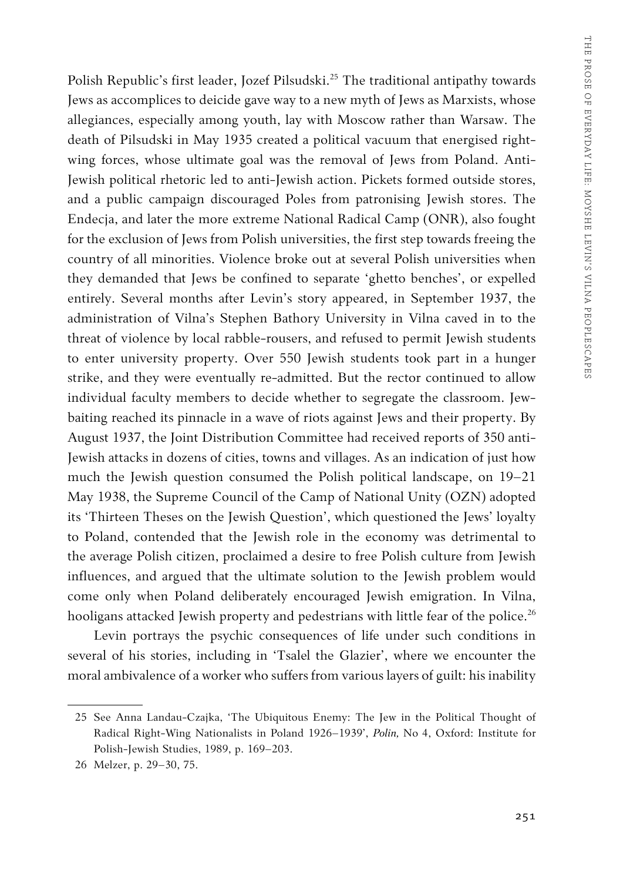Polish Republic's first leader, Jozef Pilsudski.[25] The traditional antipathy towards Jews as accomplices to deicide gave way to a new myth of Jews as Marxists, whose allegiances, especially among youth, lay with Moscow rather than Warsaw. The death of Pilsudski in May 1935 created a political vacuum that energised right-wing forces, whose ultimate goal was the removal of Jews from Poland. Anti-Jewish political rhetoric led to anti-Jewish action. Pickets formed outside stores, and a public campaign discouraged Poles from patronising Jewish stores. The Endecja, and later the more extreme National Radical Camp (ONR), also fought for the exclusion of Jews from Polish universities, the first step towards freeing the country of all minorities. Violence broke out at several Polish universities when they demanded that Jews be confined to separate 'ghetto benches', or expelled entirely. Several months after Levin's story appeared, in September 1937, the administration of Vilna's Stephen Bathory University in Vilna caved in to the threat of violence by local rabble-rousers, and refused to permit Jewish students to enter university property. Over 550 Jewish students took part in a hunger strike, and they were eventually re-admitted. But the rector continued to allow individual faculty members to decide whether to segregate the classroom. Jew-baiting reached its pinnacle in a wave of riots against Jews and their property. By August 1937, the Joint Distribution Committee had received reports of 350 anti-Jewish attacks in dozens of cities, towns and villages. As an indication of just how much the Jewish question consumed the Polish political landscape, on 19–21 May 1938, the Supreme Council of the Camp of National Unity (OZN) adopted its 'Thirteen Theses on the Jewish Question', which questioned the Jews' loyalty to Poland, contended that the Jewish role in the economy was detrimental to the average Polish citizen, proclaimed a desire to free Polish culture from Jewish influences, and argued that the ultimate solution to the Jewish problem would come only when Poland deliberately encouraged Jewish emigration. In Vilna, hooligans attacked Jewish property and pedestrians with little fear of the police.[26]

Levin portrays the psychic consequences of life under such conditions in several of his stories, including in 'Tsalel the Glazier', where we encounter the moral ambivalence of a worker who suffers from various layers of guilt: his inability

---

25 See Anna Landau-Czajka, 'The Ubiquitous Enemy: The Jew in the Political Thought of Radical Right-Wing Nationalists in Poland 1926–1939', *Polin,* No 4, Oxford: Institute for Polish-Jewish Studies, 1989, p. 169–203.

26 Melzer, p. 29–30, 75.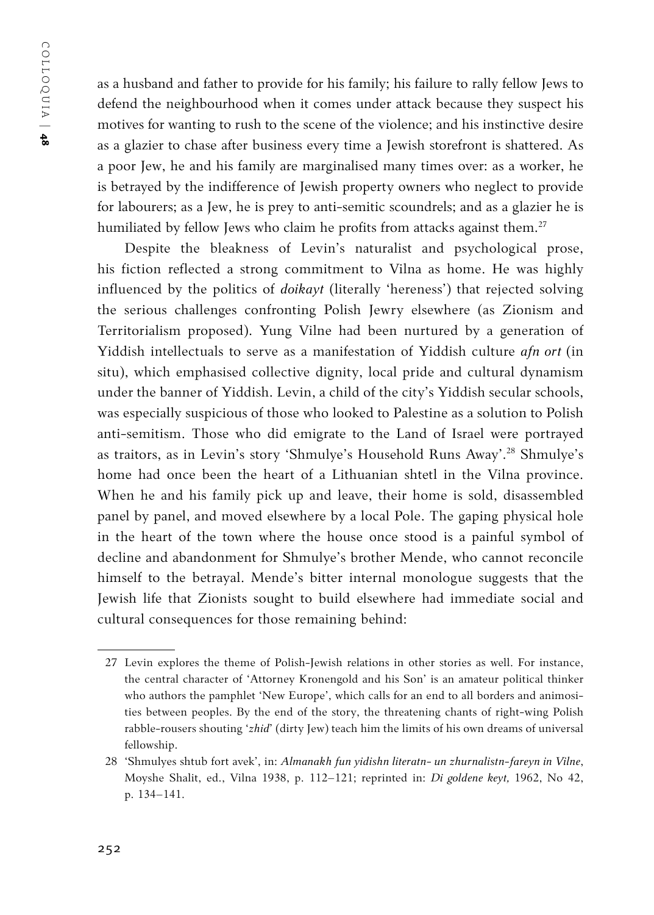as a husband and father to provide for his family; his failure to rally fellow Jews to defend the neighbourhood when it comes under attack because they suspect his motives for wanting to rush to the scene of the violence; and his instinctive desire as a glazier to chase after business every time a Jewish storefront is shattered. As a poor Jew, he and his family are marginalised many times over: as a worker, he is betrayed by the indifference of Jewish property owners who neglect to provide for labourers; as a Jew, he is prey to anti-semitic scoundrels; and as a glazier he is humiliated by fellow Jews who claim he profits from attacks against them.[27]

Despite the bleakness of Levin's naturalist and psychological prose, his fiction reflected a strong commitment to Vilna as home. He was highly influenced by the politics of *doikayt* (literally 'hereness') that rejected solving the serious challenges confronting Polish Jewry elsewhere (as Zionism and Territorialism proposed). Yung Vilne had been nurtured by a generation of Yiddish intellectuals to serve as a manifestation of Yiddish culture *afn ort* (in situ), which emphasised collective dignity, local pride and cultural dynamism under the banner of Yiddish. Levin, a child of the city's Yiddish secular schools, was especially suspicious of those who looked to Palestine as a solution to Polish anti-semitism. Those who did emigrate to the Land of Israel were portrayed as traitors, as in Levin's story 'Shmulye's Household Runs Away'.[28] Shmulye's home had once been the heart of a Lithuanian shtetl in the Vilna province. When he and his family pick up and leave, their home is sold, disassembled panel by panel, and moved elsewhere by a local Pole. The gaping physical hole in the heart of the town where the house once stood is a painful symbol of decline and abandonment for Shmulye's brother Mende, who cannot reconcile himself to the betrayal. Mende's bitter internal monologue suggests that the Jewish life that Zionists sought to build elsewhere had immediate social and cultural consequences for those remaining behind:

---

27 Levin explores the theme of Polish-Jewish relations in other stories as well. For instance, the central character of 'Attorney Kronengold and his Son' is an amateur political thinker who authors the pamphlet 'New Europe', which calls for an end to all borders and animosities between peoples. By the end of the story, the threatening chants of right-wing Polish rabble-rousers shouting '*zhid*' (dirty Jew) teach him the limits of his own dreams of universal fellowship.

28 'Shmulyes shtub fort avek', in: *Almanakh fun yidishn literatn- un zhurnalistn-fareyn in Vilne*, Moyshe Shalit, ed., Vilna 1938, p. 112–121; reprinted in: *Di goldene keyt,* 1962, No 42, p. 134–141.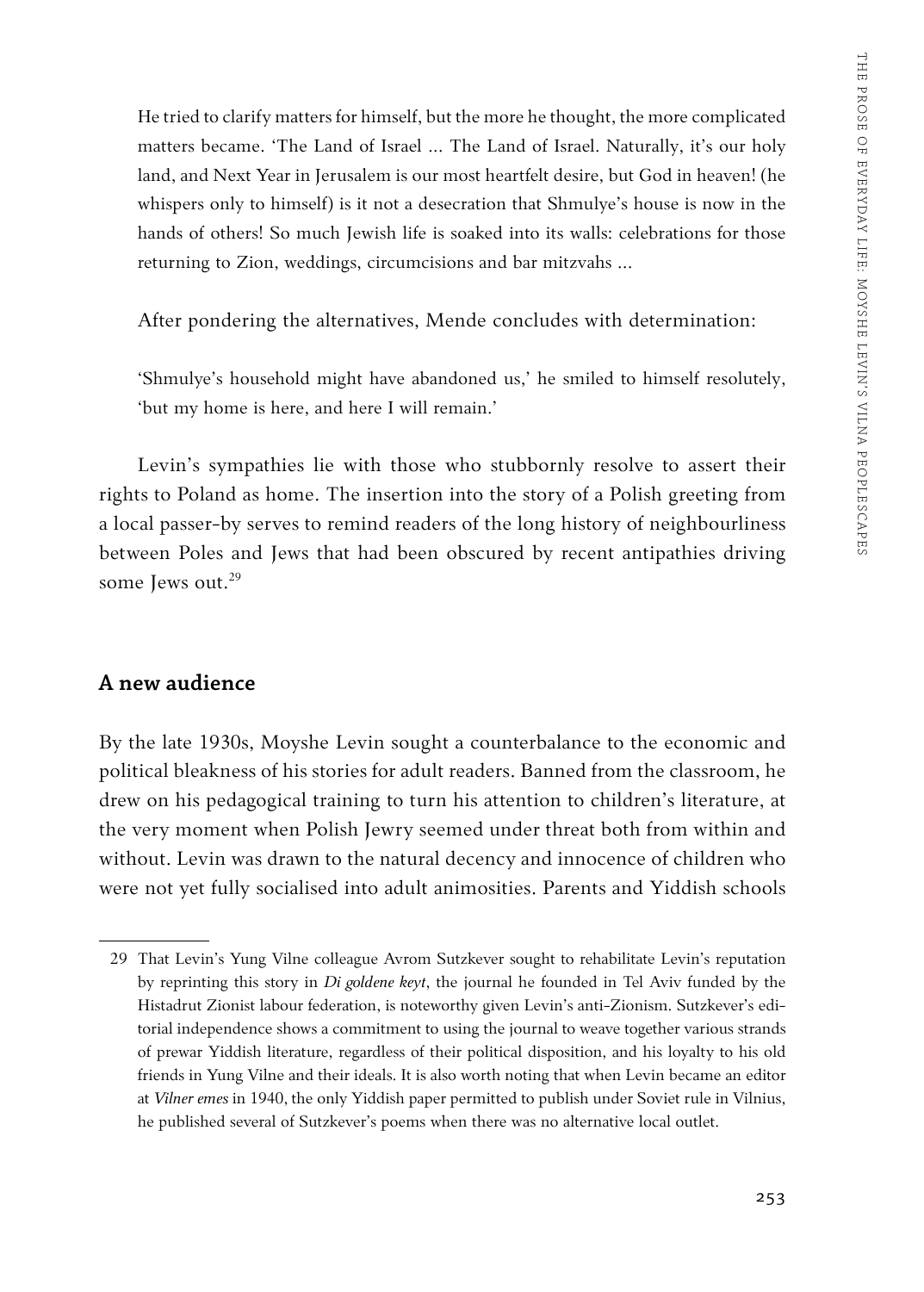> He tried to clarify matters for himself, but the more he thought, the more complicated matters became. 'The Land of Israel ... The Land of Israel. Naturally, it's our holy land, and Next Year in Jerusalem is our most heartfelt desire, but God in heaven! (he whispers only to himself) is it not a desecration that Shmulye's house is now in the hands of others! So much Jewish life is soaked into its walls: celebrations for those returning to Zion, weddings, circumcisions and bar mitzvahs ...

After pondering the alternatives, Mende concludes with determination:

> 'Shmulye's household might have abandoned us,' he smiled to himself resolutely, 'but my home is here, and here I will remain.'

Levin's sympathies lie with those who stubbornly resolve to assert their rights to Poland as home. The insertion into the story of a Polish greeting from a local passer-by serves to remind readers of the long history of neighbourliness between Poles and Jews that had been obscured by recent antipathies driving some Jews out.[29]

## A new audience

By the late 1930s, Moyshe Levin sought a counterbalance to the economic and political bleakness of his stories for adult readers. Banned from the classroom, he drew on his pedagogical training to turn his attention to children's literature, at the very moment when Polish Jewry seemed under threat both from within and without. Levin was drawn to the natural decency and innocence of children who were not yet fully socialised into adult animosities. Parents and Yiddish schools

---

29 That Levin's Yung Vilne colleague Avrom Sutzkever sought to rehabilitate Levin's reputation by reprinting this story in *Di goldene keyt*, the journal he founded in Tel Aviv funded by the Histadrut Zionist labour federation, is noteworthy given Levin's anti-Zionism. Sutzkever's editorial independence shows a commitment to using the journal to weave together various strands of prewar Yiddish literature, regardless of their political disposition, and his loyalty to his old friends in Yung Vilne and their ideals. It is also worth noting that when Levin became an editor at *Vilner emes* in 1940, the only Yiddish paper permitted to publish under Soviet rule in Vilnius, he published several of Sutzkever's poems when there was no alternative local outlet.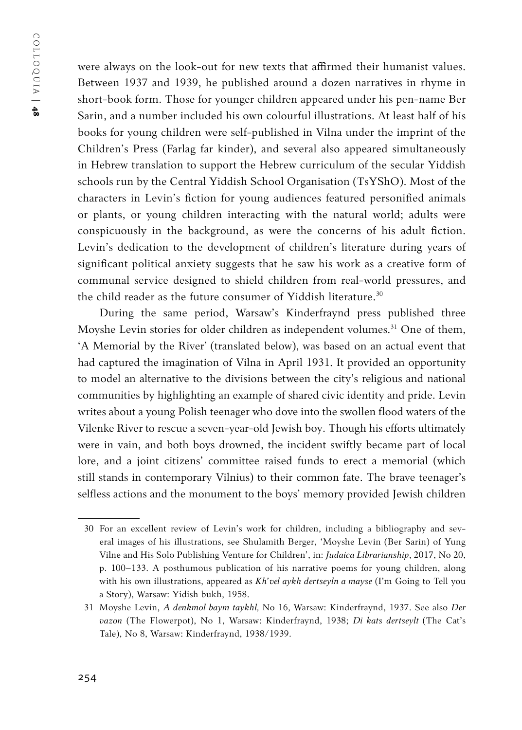were always on the look-out for new texts that affirmed their humanist values. Between 1937 and 1939, he published around a dozen narratives in rhyme in short-book form. Those for younger children appeared under his pen-name Ber Sarin, and a number included his own colourful illustrations. At least half of his books for young children were self-published in Vilna under the imprint of the Children's Press (Farlag far kinder), and several also appeared simultaneously in Hebrew translation to support the Hebrew curriculum of the secular Yiddish schools run by the Central Yiddish School Organisation (TsYShO). Most of the characters in Levin's fiction for young audiences featured personified animals or plants, or young children interacting with the natural world; adults were conspicuously in the background, as were the concerns of his adult fiction. Levin's dedication to the development of children's literature during years of significant political anxiety suggests that he saw his work as a creative form of communal service designed to shield children from real-world pressures, and the child reader as the future consumer of Yiddish literature.[30]

During the same period, Warsaw's Kinderfraynd press published three Moyshe Levin stories for older children as independent volumes.[31] One of them, 'A Memorial by the River' (translated below), was based on an actual event that had captured the imagination of Vilna in April 1931. It provided an opportunity to model an alternative to the divisions between the city's religious and national communities by highlighting an example of shared civic identity and pride. Levin writes about a young Polish teenager who dove into the swollen flood waters of the Vilenke River to rescue a seven-year-old Jewish boy. Though his efforts ultimately were in vain, and both boys drowned, the incident swiftly became part of local lore, and a joint citizens' committee raised funds to erect a memorial (which still stands in contemporary Vilnius) to their common fate. The brave teenager's selfless actions and the monument to the boys' memory provided Jewish children

---

30 For an excellent review of Levin's work for children, including a bibliography and several images of his illustrations, see Shulamith Berger, 'Moyshe Levin (Ber Sarin) of Yung Vilne and His Solo Publishing Venture for Children', in: *Judaica Librarianship*, 2017, No 20, p. 100–133. A posthumous publication of his narrative poems for young children, along with his own illustrations, appeared as *Kh'vel aykh dertseyln a mayse* (I'm Going to Tell you a Story), Warsaw: Yidish bukh, 1958.

31 Moyshe Levin, *A denkmol baym taykhl,* No 16, Warsaw: Kinderfraynd, 1937. See also *Der vazon* (The Flowerpot), No 1, Warsaw: Kinderfraynd, 1938; *Di kats dertseylt* (The Cat's Tale), No 8, Warsaw: Kinderfraynd, 1938/1939.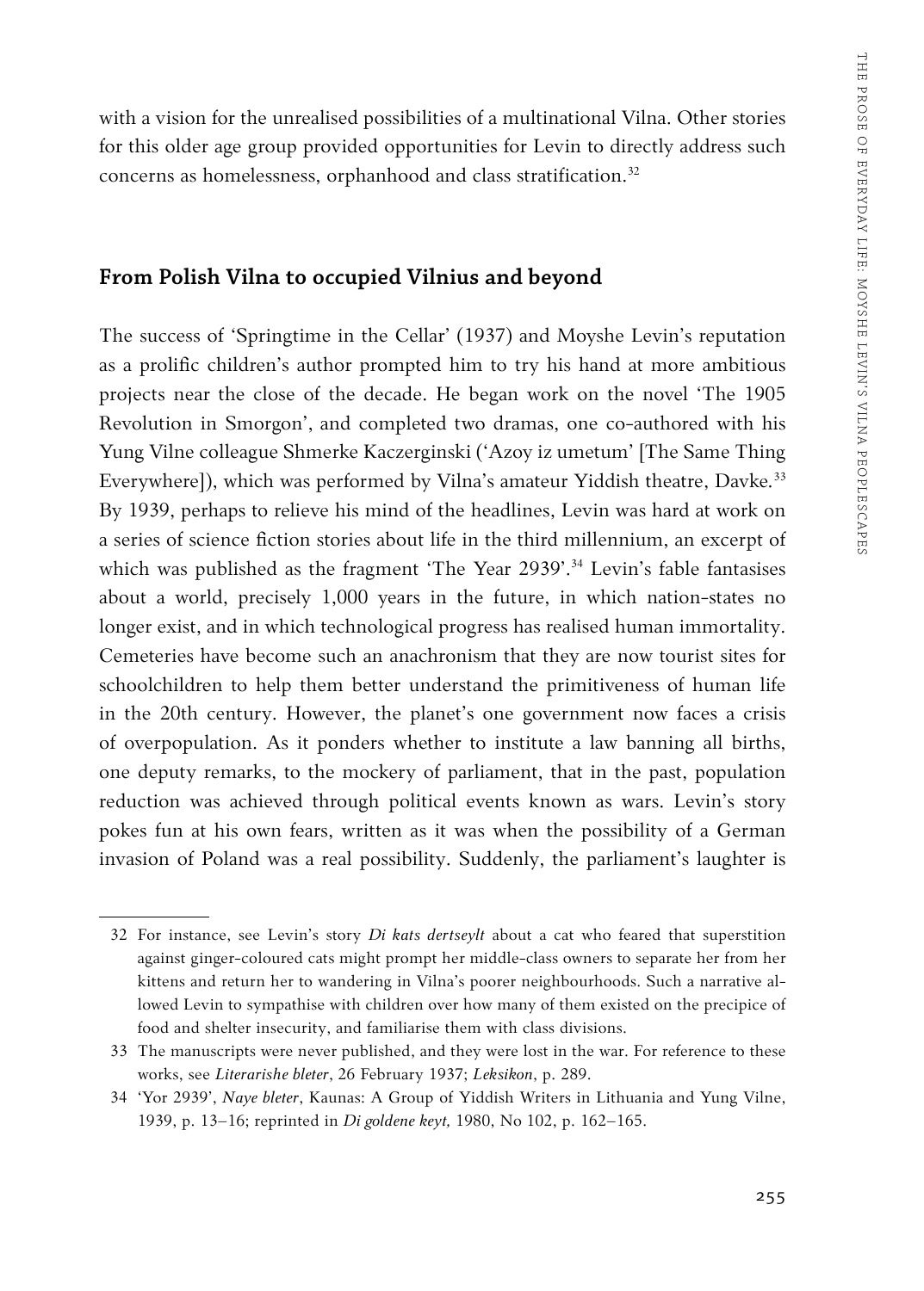with a vision for the unrealised possibilities of a multinational Vilna. Other stories for this older age group provided opportunities for Levin to directly address such concerns as homelessness, orphanhood and class stratification.[32]

## From Polish Vilna to occupied Vilnius and beyond

The success of 'Springtime in the Cellar' (1937) and Moyshe Levin's reputation as a prolific children's author prompted him to try his hand at more ambitious projects near the close of the decade. He began work on the novel 'The 1905 Revolution in Smorgon', and completed two dramas, one co-authored with his Yung Vilne colleague Shmerke Kaczerginski ('Azoy iz umetum' [The Same Thing Everywhere]), which was performed by Vilna's amateur Yiddish theatre, Davke.[33] By 1939, perhaps to relieve his mind of the headlines, Levin was hard at work on a series of science fiction stories about life in the third millennium, an excerpt of which was published as the fragment 'The Year 2939'.[34] Levin's fable fantasises about a world, precisely 1,000 years in the future, in which nation-states no longer exist, and in which technological progress has realised human immortality. Cemeteries have become such an anachronism that they are now tourist sites for schoolchildren to help them better understand the primitiveness of human life in the 20th century. However, the planet's one government now faces a crisis of overpopulation. As it ponders whether to institute a law banning all births, one deputy remarks, to the mockery of parliament, that in the past, population reduction was achieved through political events known as wars. Levin's story pokes fun at his own fears, written as it was when the possibility of a German invasion of Poland was a real possibility. Suddenly, the parliament's laughter is

---

32 For instance, see Levin's story *Di kats dertseylt* about a cat who feared that superstition against ginger-coloured cats might prompt her middle-class owners to separate her from her kittens and return her to wandering in Vilna's poorer neighbourhoods. Such a narrative allowed Levin to sympathise with children over how many of them existed on the precipice of food and shelter insecurity, and familiarise them with class divisions.

33 The manuscripts were never published, and they were lost in the war. For reference to these works, see *Literarishe bleter*, 26 February 1937; *Leksikon*, p. 289.

34 'Yor 2939', *Naye bleter*, Kaunas: A Group of Yiddish Writers in Lithuania and Yung Vilne, 1939, p. 13–16; reprinted in *Di goldene keyt,* 1980, No 102, p. 162–165.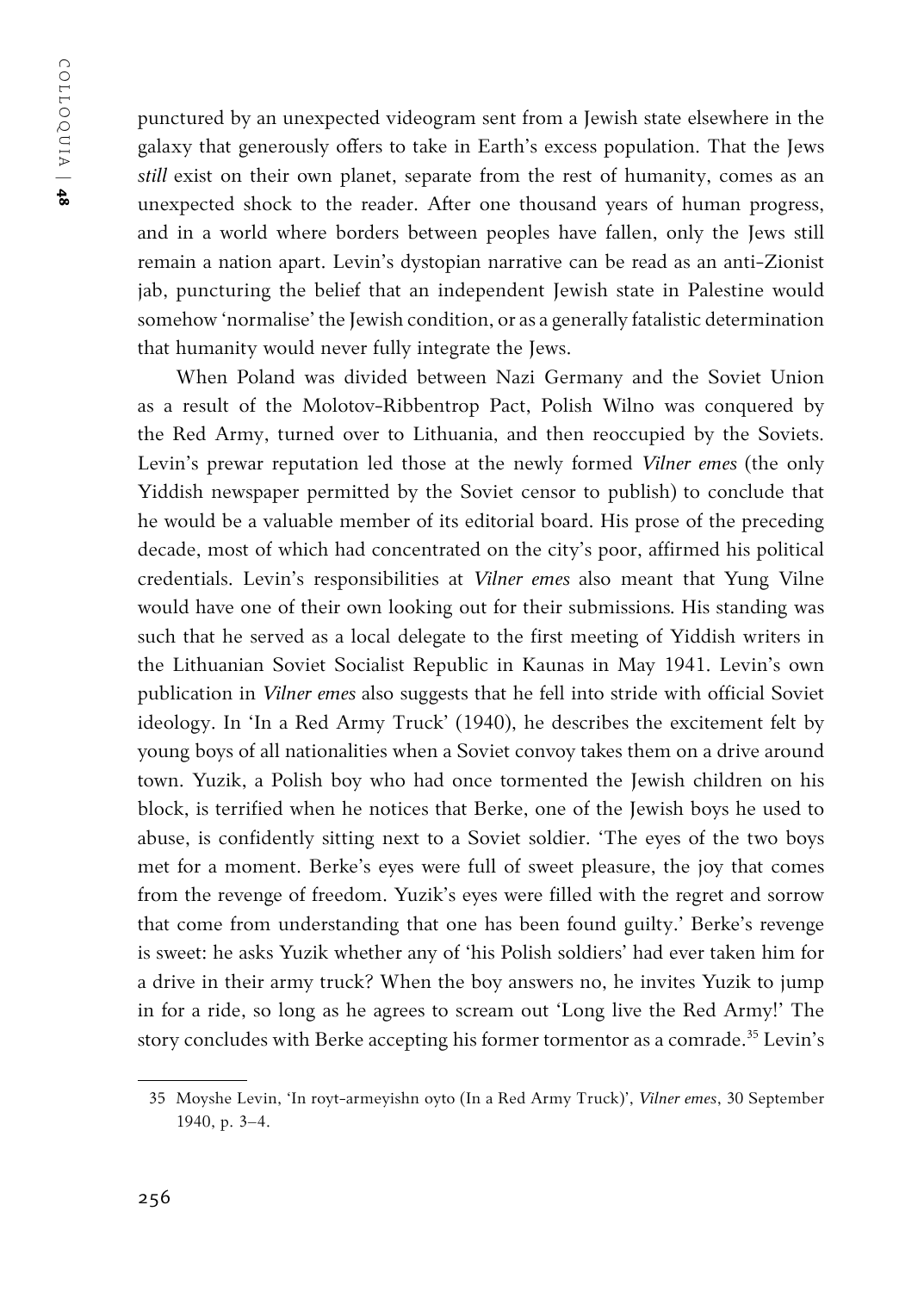punctured by an unexpected videogram sent from a Jewish state elsewhere in the galaxy that generously offers to take in Earth's excess population. That the Jews *still* exist on their own planet, separate from the rest of humanity, comes as an unexpected shock to the reader. After one thousand years of human progress, and in a world where borders between peoples have fallen, only the Jews still remain a nation apart. Levin's dystopian narrative can be read as an anti-Zionist jab, puncturing the belief that an independent Jewish state in Palestine would somehow 'normalise' the Jewish condition, or as a generally fatalistic determination that humanity would never fully integrate the Jews.

When Poland was divided between Nazi Germany and the Soviet Union as a result of the Molotov-Ribbentrop Pact, Polish Wilno was conquered by the Red Army, turned over to Lithuania, and then reoccupied by the Soviets. Levin's prewar reputation led those at the newly formed *Vilner emes* (the only Yiddish newspaper permitted by the Soviet censor to publish) to conclude that he would be a valuable member of its editorial board. His prose of the preceding decade, most of which had concentrated on the city's poor, affirmed his political credentials. Levin's responsibilities at *Vilner emes* also meant that Yung Vilne would have one of their own looking out for their submissions. His standing was such that he served as a local delegate to the first meeting of Yiddish writers in the Lithuanian Soviet Socialist Republic in Kaunas in May 1941. Levin's own publication in *Vilner emes* also suggests that he fell into stride with official Soviet ideology. In 'In a Red Army Truck' (1940), he describes the excitement felt by young boys of all nationalities when a Soviet convoy takes them on a drive around town. Yuzik, a Polish boy who had once tormented the Jewish children on his block, is terrified when he notices that Berke, one of the Jewish boys he used to abuse, is confidently sitting next to a Soviet soldier. 'The eyes of the two boys met for a moment. Berke's eyes were full of sweet pleasure, the joy that comes from the revenge of freedom. Yuzik's eyes were filled with the regret and sorrow that come from understanding that one has been found guilty.' Berke's revenge is sweet: he asks Yuzik whether any of 'his Polish soldiers' had ever taken him for a drive in their army truck? When the boy answers no, he invites Yuzik to jump in for a ride, so long as he agrees to scream out 'Long live the Red Army!' The story concludes with Berke accepting his former tormentor as a comrade.[35] Levin's

---

35 Moyshe Levin, 'In royt-armeyishn oyto (In a Red Army Truck)', *Vilner emes*, 30 September 1940, p. 3–4.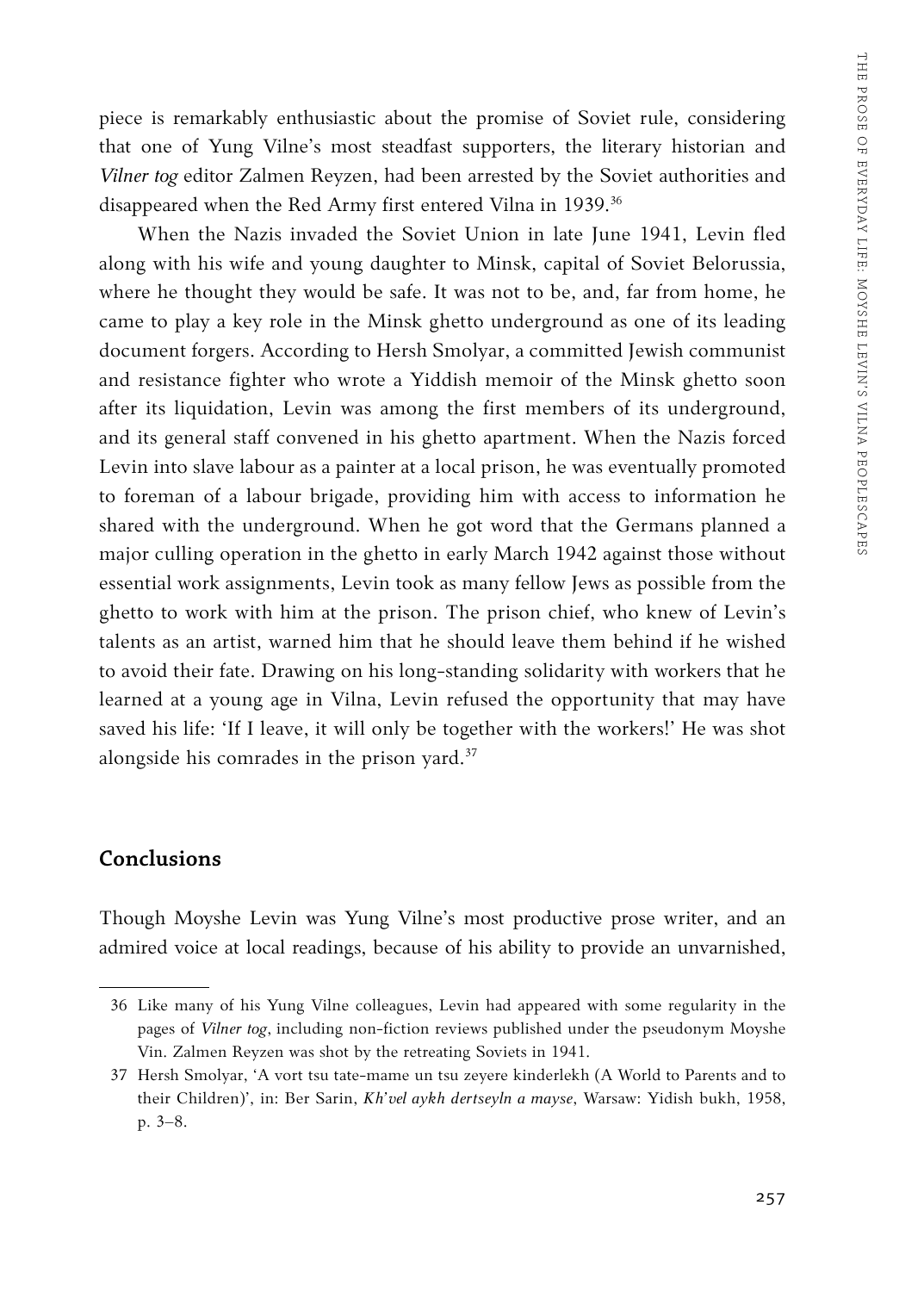piece is remarkably enthusiastic about the promise of Soviet rule, considering that one of Yung Vilne's most steadfast supporters, the literary historian and *Vilner tog* editor Zalmen Reyzen, had been arrested by the Soviet authorities and disappeared when the Red Army first entered Vilna in 1939.[36]

When the Nazis invaded the Soviet Union in late June 1941, Levin fled along with his wife and young daughter to Minsk, capital of Soviet Belorussia, where he thought they would be safe. It was not to be, and, far from home, he came to play a key role in the Minsk ghetto underground as one of its leading document forgers. According to Hersh Smolyar, a committed Jewish communist and resistance fighter who wrote a Yiddish memoir of the Minsk ghetto soon after its liquidation, Levin was among the first members of its underground, and its general staff convened in his ghetto apartment. When the Nazis forced Levin into slave labour as a painter at a local prison, he was eventually promoted to foreman of a labour brigade, providing him with access to information he shared with the underground. When he got word that the Germans planned a major culling operation in the ghetto in early March 1942 against those without essential work assignments, Levin took as many fellow Jews as possible from the ghetto to work with him at the prison. The prison chief, who knew of Levin's talents as an artist, warned him that he should leave them behind if he wished to avoid their fate. Drawing on his long-standing solidarity with workers that he learned at a young age in Vilna, Levin refused the opportunity that may have saved his life: 'If I leave, it will only be together with the workers!' He was shot alongside his comrades in the prison yard.[37]

## Conclusions

Though Moyshe Levin was Yung Vilne's most productive prose writer, and an admired voice at local readings, because of his ability to provide an unvarnished,

---

36 Like many of his Yung Vilne colleagues, Levin had appeared with some regularity in the pages of *Vilner tog*, including non-fiction reviews published under the pseudonym Moyshe Vin. Zalmen Reyzen was shot by the retreating Soviets in 1941.

37 Hersh Smolyar, 'A vort tsu tate-mame un tsu zeyere kinderlekh (A World to Parents and to their Children)', in: Ber Sarin, *Kh'vel aykh dertseyln a mayse*, Warsaw: Yidish bukh, 1958, p. 3–8.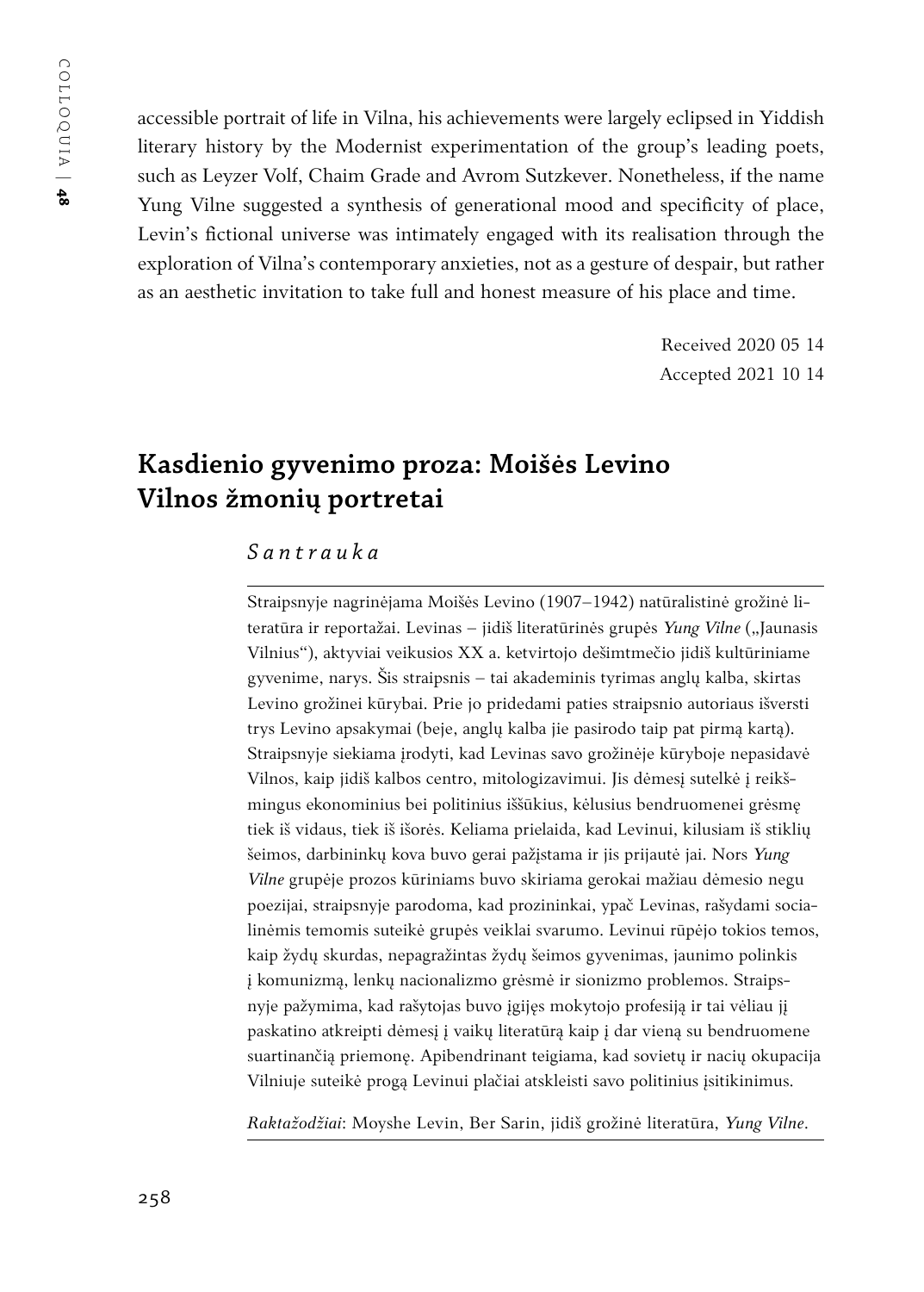accessible portrait of life in Vilna, his achievements were largely eclipsed in Yiddish literary history by the Modernist experimentation of the group's leading poets, such as Leyzer Volf, Chaim Grade and Avrom Sutzkever. Nonetheless, if the name Yung Vilne suggested a synthesis of generational mood and specificity of place, Levin's fictional universe was intimately engaged with its realisation through the exploration of Vilna's contemporary anxieties, not as a gesture of despair, but rather as an aesthetic invitation to take full and honest measure of his place and time.

Received 2020 05 14
Accepted 2021 10 14

## Kasdienio gyvenimo proza: Moišės Levino Vilnos žmonių portretai

*Santrauka*

Straipsnyje nagrinėjama Moišės Levino (1907–1942) natūralistinė grožinė literatūra ir reportažai. Levinas – jidiš literatūrinės grupės *Yung Vilne* („Jaunasis Vilnius"), aktyviai veikusios XX a. ketvirtojo dešimtmečio jidiš kultūriniame gyvenime, narys. Šis straipsnis – tai akademinis tyrimas anglų kalba, skirtas Levino grožinei kūrybai. Prie jo pridedami paties straipsnio autoriaus išversti trys Levino apsakymai (beje, anglų kalba jie pasirodo taip pat pirmą kartą). Straipsnyje siekiama įrodyti, kad Levinas savo grožinėje kūryboje nepasidavė Vilnos, kaip jidiš kalbos centro, mitologizavimui. Jis dėmesį sutelkė į reikšmingus ekonominius bei politinius iššūkius, kėlusius bendruomenei grėsmę tiek iš vidaus, tiek iš išorės. Keliama prielaida, kad Levinui, kilusiam iš stiklių šeimos, darbininkų kova buvo gerai pažįstama ir jis prijautė jai. Nors *Yung Vilne* grupėje prozos kūriniams buvo skiriama gerokai mažiau dėmesio negu poezijai, straipsnyje parodoma, kad prozininkai, ypač Levinas, rašydami socialinėmis temomis suteikė grupės veiklai svarumo. Levinui rūpėjo tokios temos, kaip žydų skurdas, nepagražintas žydų šeimos gyvenimas, jaunimo polinkis į komunizmą, lenkų nacionalizmo grėsmė ir sionizmo problemos. Straipsnyje pažymima, kad rašytojas buvo įgijęs mokytojo profesiją ir tai vėliau jį paskatino atkreipti dėmesį į vaikų literatūrą kaip į dar vieną su bendruomene suartinančią priemonę. Apibendrinant teigiama, kad sovietų ir nacių okupacija Vilniuje suteikė progą Levinui plačiai atskleisti savo politinius įsitikinimus.

*Raktažodžiai*: Moyshe Levin, Ber Sarin, jidiš grožinė literatūra, *Yung Vilne*.